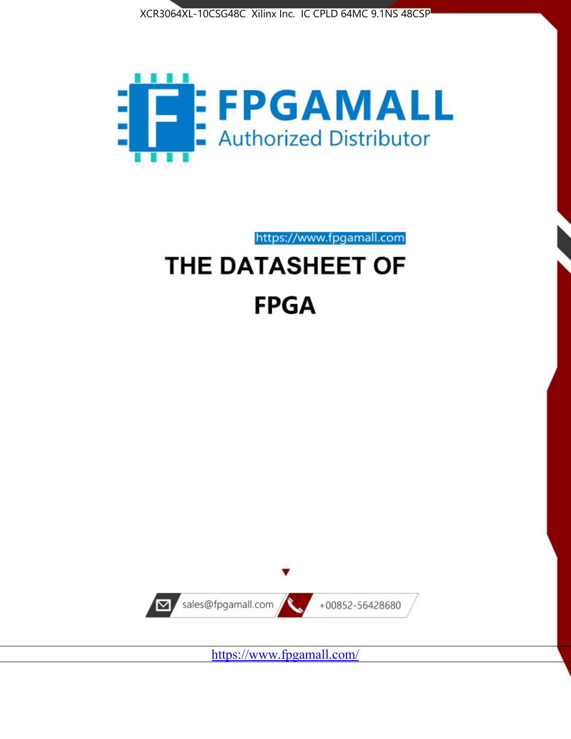XCR3064XL-10CSG48C Xilinx Inc. IC CPLD 64MC 9.1NS 48CSP

FPGAMALL

Authorized Distributor

https://www.fpgamall.com

# THE DATASHEET OF

# FPGA

sales@fpgamall.com

+00852-56428680

https://www.fpgamall.com/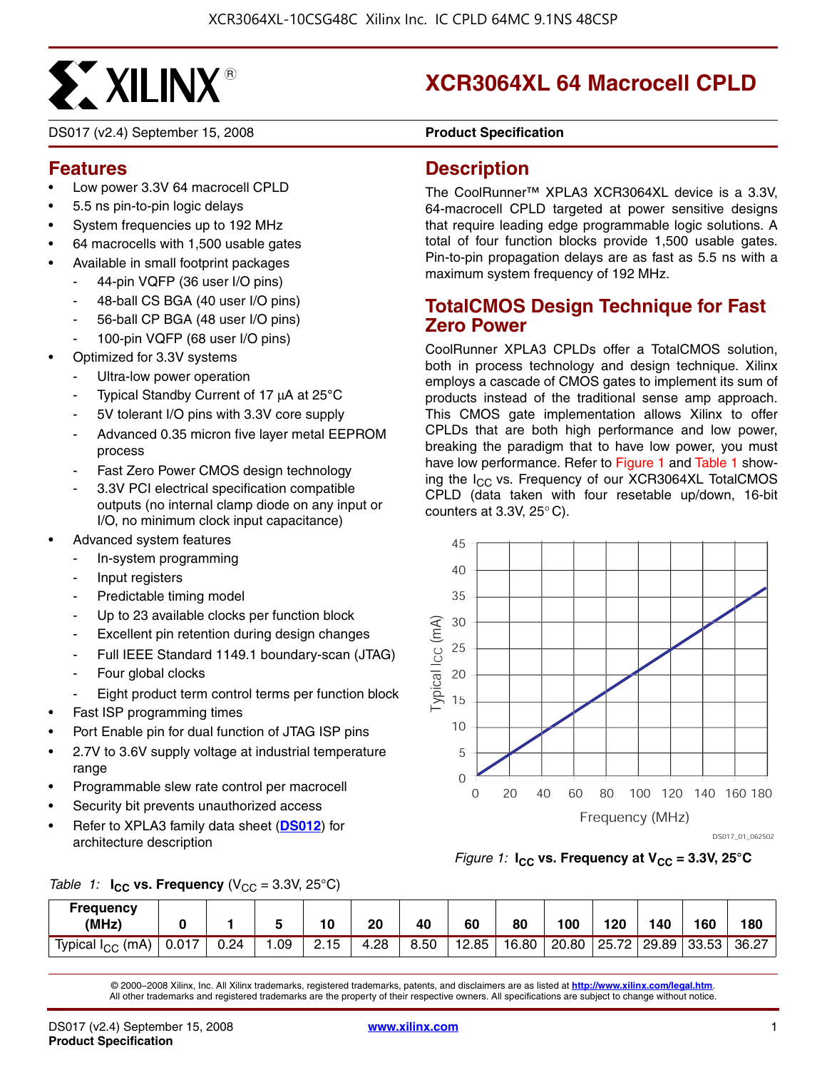# XCR3064XL 64 Macrocell CPLD

DS017 (v2.4) September 15, 2008 **Product Specification**

## Features

- Low power 3.3V 64 macrocell CPLD
- 5.5 ns pin-to-pin logic delays
- System frequencies up to 192 MHz
- 64 macrocells with 1,500 usable gates
- Available in small footprint packages
  - 44-pin VQFP (36 user I/O pins)
  - 48-ball CS BGA (40 user I/O pins)
  - 56-ball CP BGA (48 user I/O pins)
  - 100-pin VQFP (68 user I/O pins)
- Optimized for 3.3V systems
  - Ultra-low power operation
  - Typical Standby Current of 17 μA at 25°C
  - 5V tolerant I/O pins with 3.3V core supply
  - Advanced 0.35 micron five layer metal EEPROM process
  - Fast Zero Power CMOS design technology
  - 3.3V PCI electrical specification compatible outputs (no internal clamp diode on any input or I/O, no minimum clock input capacitance)
- Advanced system features
  - In-system programming
  - Input registers
  - Predictable timing model
  - Up to 23 available clocks per function block
  - Excellent pin retention during design changes
  - Full IEEE Standard 1149.1 boundary-scan (JTAG)
  - Four global clocks
  - Eight product term control terms per function block
- Fast ISP programming times
- Port Enable pin for dual function of JTAG ISP pins
- 2.7V to 3.6V supply voltage at industrial temperature range
- Programmable slew rate control per macrocell
- Security bit prevents unauthorized access
- Refer to XPLA3 family data sheet (**DS012**) for architecture description

## Description

The CoolRunner™ XPLA3 XCR3064XL device is a 3.3V, 64-macrocell CPLD targeted at power sensitive designs that require leading edge programmable logic solutions. A total of four function blocks provide 1,500 usable gates. Pin-to-pin propagation delays are as fast as 5.5 ns with a maximum system frequency of 192 MHz.

## TotalCMOS Design Technique for Fast Zero Power

CoolRunner XPLA3 CPLDs offer a TotalCMOS solution, both in process technology and design technique. Xilinx employs a cascade of CMOS gates to implement its sum of products instead of the traditional sense amp approach. This CMOS gate implementation allows Xilinx to offer CPLDs that are both high performance and low power, breaking the paradigm that to have low power, you must have low performance. Refer to Figure 1 and Table 1 showing the $I_{CC}$ vs. Frequency of our XCR3064XL TotalCMOS CPLD (data taken with four resetable up/down, 16-bit counters at 3.3V, 25°C).

*Figure 1:* **$I_{CC}$ vs. Frequency at $V_{CC}$ = 3.3V, 25°C**

*Table 1:* **$I_{CC}$ vs. Frequency** ($V_{CC}$ = 3.3V, 25°C)

| Frequency (MHz) | 0 | 1 | 5 | 10 | 20 | 40 | 60 | 80 | 100 | 120 | 140 | 160 | 180 |
|---|---|---|---|---|---|---|---|---|---|---|---|---|---|
| Typical $I_{CC}$ (mA) | 0.017 | 0.24 | 1.09 | 2.15 | 4.28 | 8.50 | 12.85 | 16.80 | 20.80 | 25.72 | 29.89 | 33.53 | 36.27 |

© 2000–2008 Xilinx, Inc. All Xilinx trademarks, registered trademarks, patents, and disclaimers are as listed at **http://www.xilinx.com/legal.htm**. All other trademarks and registered trademarks are the property of their respective owners. All specifications are subject to change without notice.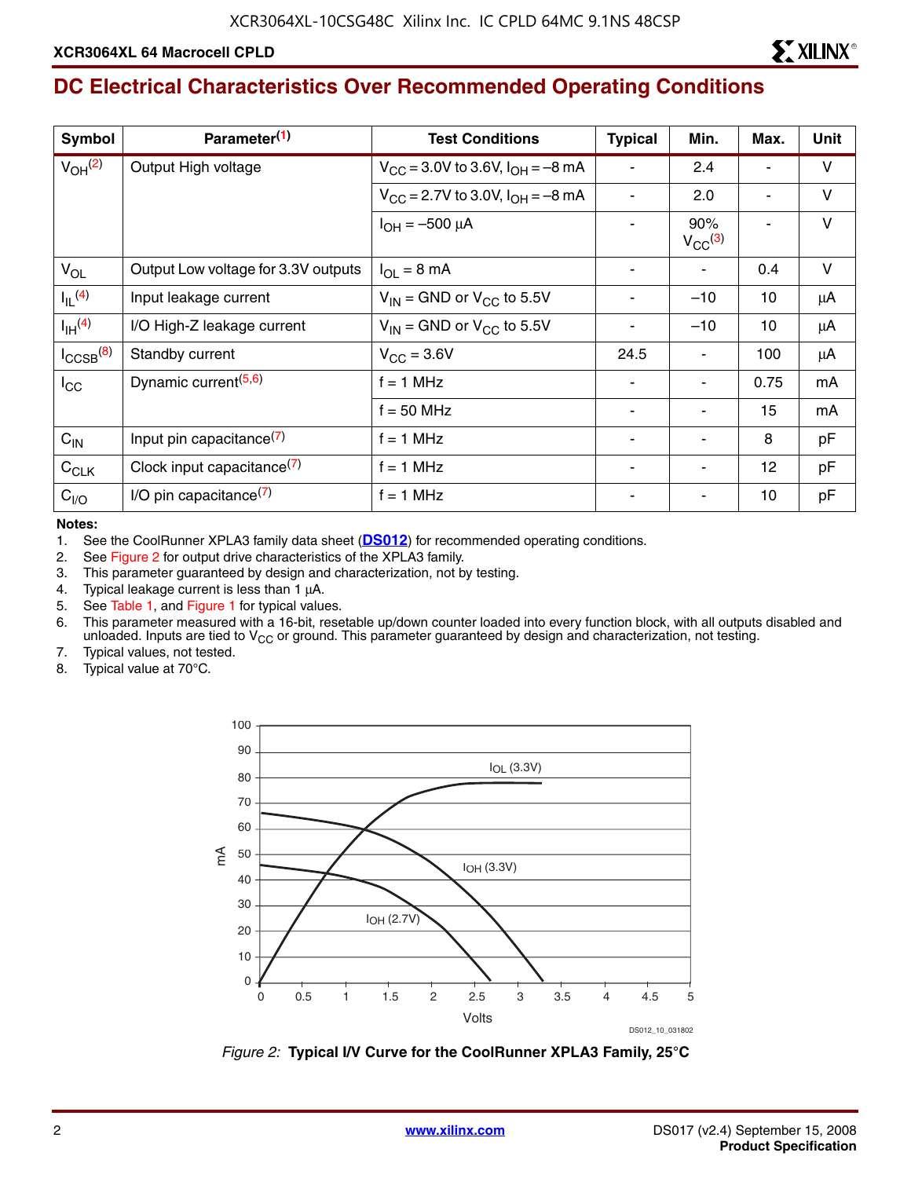## DC Electrical Characteristics Over Recommended Operating Conditions

| Symbol | Parameter[1] | Test Conditions | Typical | Min. | Max. | Unit |
|---|---|---|---|---|---|---|
| $V_{OH}$[2] | Output High voltage | $V_{CC}$ = 3.0V to 3.6V, $I_{OH}$ = –8 mA | - | 2.4 | - | V |
| | | $V_{CC}$ = 2.7V to 3.0V, $I_{OH}$ = –8 mA | - | 2.0 | - | V |
| | | $I_{OH}$ = –500 µA | - | 90% $V_{CC}$[3] | - | V |
| $V_{OL}$ | Output Low voltage for 3.3V outputs | $I_{OL}$ = 8 mA | - | - | 0.4 | V |
| $I_{IL}$[4] | Input leakage current | $V_{IN}$ = GND or $V_{CC}$ to 5.5V | - | –10 | 10 | µA |
| $I_{IH}$[4] | I/O High-Z leakage current | $V_{IN}$ = GND or $V_{CC}$ to 5.5V | - | –10 | 10 | µA |
| $I_{CCSB}$[8] | Standby current | $V_{CC}$ = 3.6V | 24.5 | - | 100 | µA |
| $I_{CC}$ | Dynamic current[5,6] | f = 1 MHz | - | - | 0.75 | mA |
| | | f = 50 MHz | - | - | 15 | mA |
| $C_{IN}$ | Input pin capacitance[7] | f = 1 MHz | - | - | 8 | pF |
| $C_{CLK}$ | Clock input capacitance[7] | f = 1 MHz | - | - | 12 | pF |
| $C_{I/O}$ | I/O pin capacitance[7] | f = 1 MHz | - | - | 10 | pF |

**Notes:**

1. See the CoolRunner XPLA3 family data sheet (**DS012**) for recommended operating conditions.
2. See Figure 2 for output drive characteristics of the XPLA3 family.
3. This parameter guaranteed by design and characterization, not by testing.
4. Typical leakage current is less than 1 µA.
5. See Table 1, and Figure 1 for typical values.
6. This parameter measured with a 16-bit, resetable up/down counter loaded into every function block, with all outputs disabled and unloaded. Inputs are tied to $V_{CC}$ or ground. This parameter guaranteed by design and characterization, not testing.
7. Typical values, not tested.
8. Typical value at 70°C.

*Figure 2:* **Typical I/V Curve for the CoolRunner XPLA3 Family, 25°C**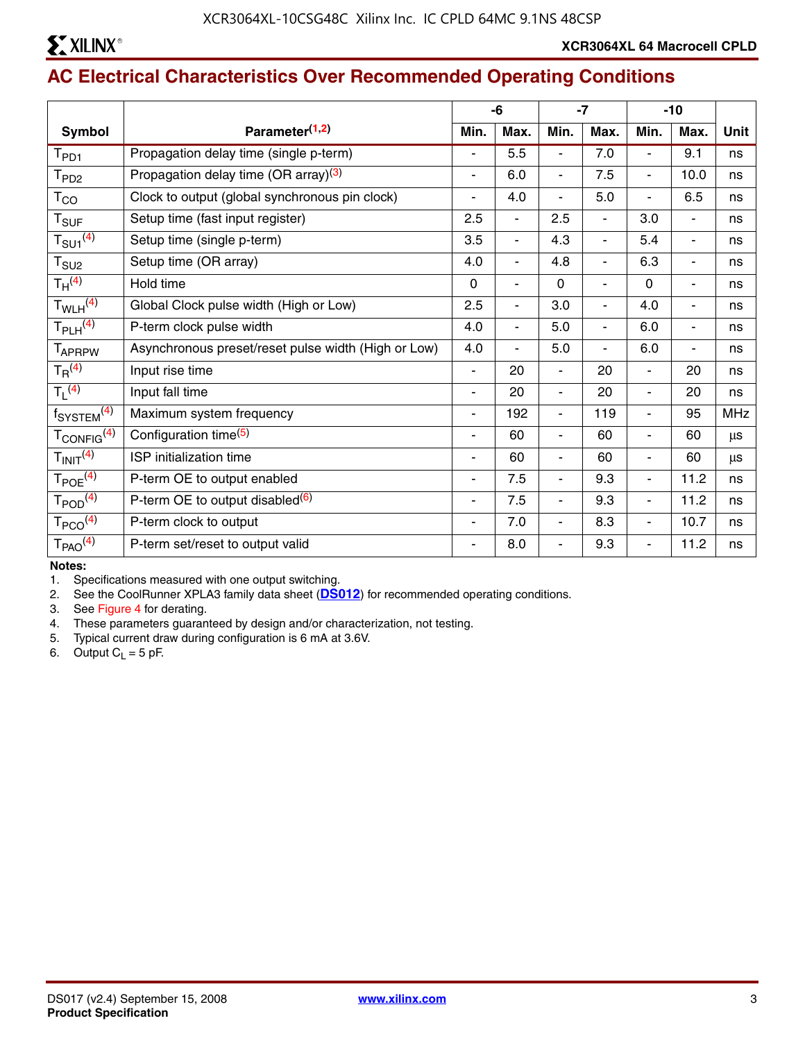## AC Electrical Characteristics Over Recommended Operating Conditions

| Symbol | Parameter[1,2] | -6 | | -7 | | -10 | | Unit |
|---|---|---|---|---|---|---|---|---|
| | | Min. | Max. | Min. | Max. | Min. | Max. | |
| $T_{PD1}$ | Propagation delay time (single p-term) | - | 5.5 | - | 7.0 | - | 9.1 | ns |
| $T_{PD2}$ | Propagation delay time (OR array)[3] | - | 6.0 | - | 7.5 | - | 10.0 | ns |
| $T_{CO}$ | Clock to output (global synchronous pin clock) | - | 4.0 | - | 5.0 | - | 6.5 | ns |
| $T_{SUF}$ | Setup time (fast input register) | 2.5 | - | 2.5 | - | 3.0 | - | ns |
| $T_{SU1}$[4] | Setup time (single p-term) | 3.5 | - | 4.3 | - | 5.4 | - | ns |
| $T_{SU2}$ | Setup time (OR array) | 4.0 | - | 4.8 | - | 6.3 | - | ns |
| $T_H$[4] | Hold time | 0 | - | 0 | - | 0 | - | ns |
| $T_{WLH}$[4] | Global Clock pulse width (High or Low) | 2.5 | - | 3.0 | - | 4.0 | - | ns |
| $T_{PLH}$[4] | P-term clock pulse width | 4.0 | - | 5.0 | - | 6.0 | - | ns |
| $T_{APRPW}$ | Asynchronous preset/reset pulse width (High or Low) | 4.0 | - | 5.0 | - | 6.0 | - | ns |
| $T_R$[4] | Input rise time | - | 20 | - | 20 | - | 20 | ns |
| $T_L$[4] | Input fall time | - | 20 | - | 20 | - | 20 | ns |
| $f_{SYSTEM}$[4] | Maximum system frequency | - | 192 | - | 119 | - | 95 | MHz |
| $T_{CONFIG}$[4] | Configuration time[5] | - | 60 | - | 60 | - | 60 | µs |
| $T_{INIT}$[4] | ISP initialization time | - | 60 | - | 60 | - | 60 | µs |
| $T_{POE}$[4] | P-term OE to output enabled | - | 7.5 | - | 9.3 | - | 11.2 | ns |
| $T_{POD}$[4] | P-term OE to output disabled[6] | - | 7.5 | - | 9.3 | - | 11.2 | ns |
| $T_{PCO}$[4] | P-term clock to output | - | 7.0 | - | 8.3 | - | 10.7 | ns |
| $T_{PAO}$[4] | P-term set/reset to output valid | - | 8.0 | - | 9.3 | - | 11.2 | ns |

**Notes:**

1. Specifications measured with one output switching.
2. See the CoolRunner XPLA3 family data sheet (**DS012**) for recommended operating conditions.
3. See Figure 4 for derating.
4. These parameters guaranteed by design and/or characterization, not testing.
5. Typical current draw during configuration is 6 mA at 3.6V.
6. Output $C_L$ = 5 pF.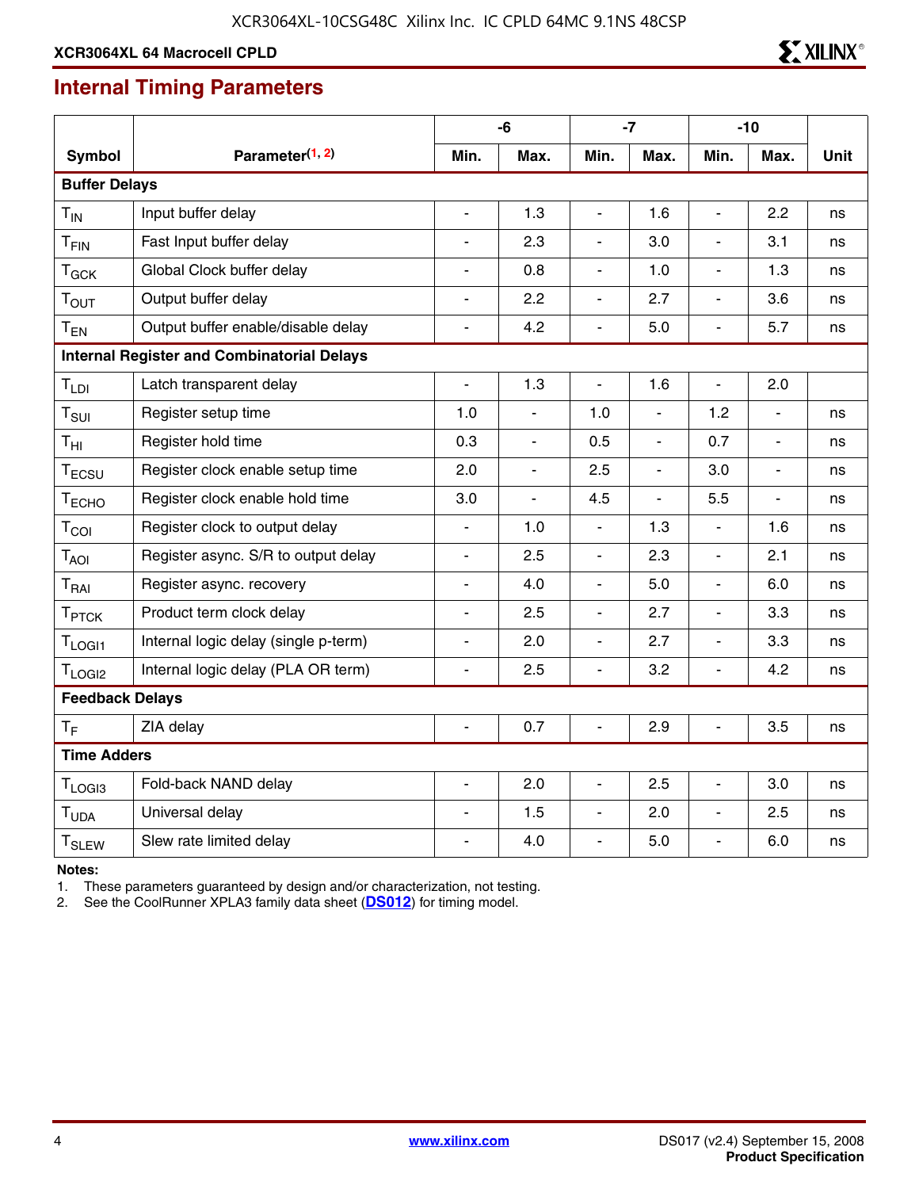## Internal Timing Parameters

| Symbol | Parameter[1, 2] | -6 | | -7 | | -10 | | Unit |
|---|---|---|---|---|---|---|---|---|
| | | Min. | Max. | Min. | Max. | Min. | Max. | |
| **Buffer Delays** | | | | | | | | |
| $T_{IN}$ | Input buffer delay | - | 1.3 | - | 1.6 | - | 2.2 | ns |
| $T_{FIN}$ | Fast Input buffer delay | - | 2.3 | - | 3.0 | - | 3.1 | ns |
| $T_{GCK}$ | Global Clock buffer delay | - | 0.8 | - | 1.0 | - | 1.3 | ns |
| $T_{OUT}$ | Output buffer delay | - | 2.2 | - | 2.7 | - | 3.6 | ns |
| $T_{EN}$ | Output buffer enable/disable delay | - | 4.2 | - | 5.0 | - | 5.7 | ns |
| **Internal Register and Combinatorial Delays** | | | | | | | | |
| $T_{LDI}$ | Latch transparent delay | - | 1.3 | - | 1.6 | - | 2.0 | |
| $T_{SUI}$ | Register setup time | 1.0 | - | 1.0 | - | 1.2 | - | ns |
| $T_{HI}$ | Register hold time | 0.3 | - | 0.5 | - | 0.7 | - | ns |
| $T_{ECSU}$ | Register clock enable setup time | 2.0 | - | 2.5 | - | 3.0 | - | ns |
| $T_{ECHO}$ | Register clock enable hold time | 3.0 | - | 4.5 | - | 5.5 | - | ns |
| $T_{COI}$ | Register clock to output delay | - | 1.0 | - | 1.3 | - | 1.6 | ns |
| $T_{AOI}$ | Register async. S/R to output delay | - | 2.5 | - | 2.3 | - | 2.1 | ns |
| $T_{RAI}$ | Register async. recovery | - | 4.0 | - | 5.0 | - | 6.0 | ns |
| $T_{PTCK}$ | Product term clock delay | - | 2.5 | - | 2.7 | - | 3.3 | ns |
| $T_{LOGI1}$ | Internal logic delay (single p-term) | - | 2.0 | - | 2.7 | - | 3.3 | ns |
| $T_{LOGI2}$ | Internal logic delay (PLA OR term) | - | 2.5 | - | 3.2 | - | 4.2 | ns |
| **Feedback Delays** | | | | | | | | |
| $T_F$ | ZIA delay | - | 0.7 | - | 2.9 | - | 3.5 | ns |
| **Time Adders** | | | | | | | | |
| $T_{LOGI3}$ | Fold-back NAND delay | - | 2.0 | - | 2.5 | - | 3.0 | ns |
| $T_{UDA}$ | Universal delay | - | 1.5 | - | 2.0 | - | 2.5 | ns |
| $T_{SLEW}$ | Slew rate limited delay | - | 4.0 | - | 5.0 | - | 6.0 | ns |

**Notes:**
1. These parameters guaranteed by design and/or characterization, not testing.
2. See the CoolRunner XPLA3 family data sheet (DS012) for timing model.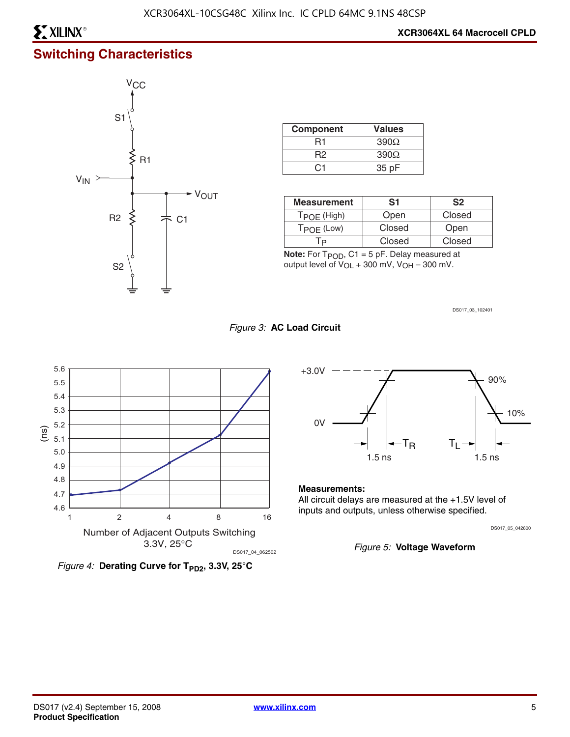## Switching Characteristics

| Component | Values |
|---|---|
| R1 | 390Ω |
| R2 | 390Ω |
| C1 | 35 pF |

| Measurement | S1 | S2 |
|---|---|---|
| $T_{POE}$ (High) | Open | Closed |
| $T_{POE}$ (Low) | Closed | Open |
| $T_P$ | Closed | Closed |

**Note:** For $T_{POD}$, C1 = 5 pF. Delay measured at output level of $V_{OL}$ + 300 mV, $V_{OH}$ – 300 mV.

DS017_03_102401

*Figure 3:* **AC Load Circuit**

DS017_04_062502

*Figure 4:* **Derating Curve for $T_{PD2}$, 3.3V, 25°C**

**Measurements:**

All circuit delays are measured at the +1.5V level of inputs and outputs, unless otherwise specified.

DS017_05_042800

*Figure 5:* **Voltage Waveform**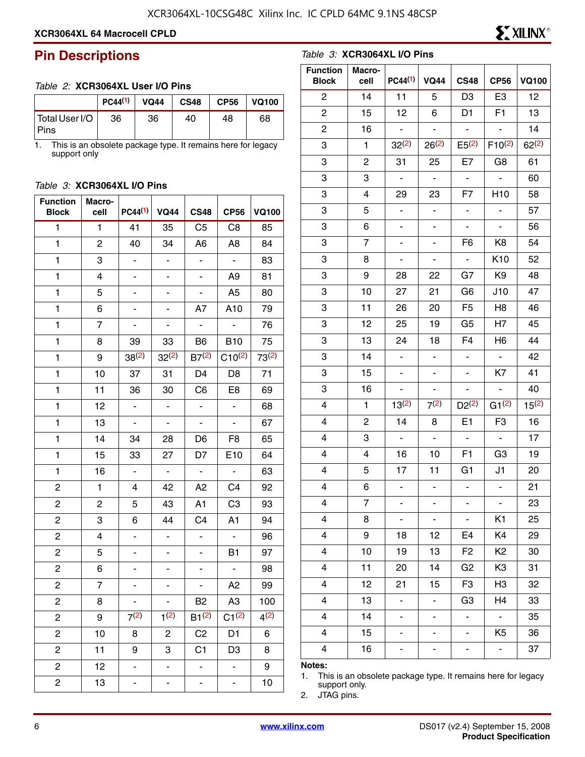## Pin Descriptions

*Table 2:* **XCR3064XL User I/O Pins**

| | PC44[(1)] | VQ44 | CS48 | CP56 | VQ100 |
|---|---|---|---|---|---|
| Total User I/O Pins | 36 | 36 | 40 | 48 | 68 |

1. This is an obsolete package type. It remains here for legacy support only

*Table 3:* **XCR3064XL I/O Pins**

| Function Block | Macro-cell | PC44[(1)] | VQ44 | CS48 | CP56 | VQ100 |
|---|---|---|---|---|---|---|
| 1 | 1 | 41 | 35 | C5 | C8 | 85 |
| 1 | 2 | 40 | 34 | A6 | A8 | 84 |
| 1 | 3 | - | - | - | - | 83 |
| 1 | 4 | - | - | - | A9 | 81 |
| 1 | 5 | - | - | - | A5 | 80 |
| 1 | 6 | - | - | A7 | A10 | 79 |
| 1 | 7 | - | - | - | - | 76 |
| 1 | 8 | 39 | 33 | B6 | B10 | 75 |
| 1 | 9 | 38[(2)] | 32[(2)] | B7[(2)] | C10[(2)] | 73[(2)] |
| 1 | 10 | 37 | 31 | D4 | D8 | 71 |
| 1 | 11 | 36 | 30 | C6 | E8 | 69 |
| 1 | 12 | - | - | - | - | 68 |
| 1 | 13 | - | - | - | - | 67 |
| 1 | 14 | 34 | 28 | D6 | F8 | 65 |
| 1 | 15 | 33 | 27 | D7 | E10 | 64 |
| 1 | 16 | - | - | - | - | 63 |
| 2 | 1 | 4 | 42 | A2 | C4 | 92 |
| 2 | 2 | 5 | 43 | A1 | C3 | 93 |
| 2 | 3 | 6 | 44 | C4 | A1 | 94 |
| 2 | 4 | - | - | - | - | 96 |
| 2 | 5 | - | - | - | B1 | 97 |
| 2 | 6 | - | - | - | - | 98 |
| 2 | 7 | - | - | - | A2 | 99 |
| 2 | 8 | - | - | B2 | A3 | 100 |
| 2 | 9 | 7[(2)] | 1[(2)] | B1[(2)] | C1[(2)] | 4[(2)] |
| 2 | 10 | 8 | 2 | C2 | D1 | 6 |
| 2 | 11 | 9 | 3 | C1 | D3 | 8 |
| 2 | 12 | - | - | - | - | 9 |
| 2 | 13 | - | - | - | - | 10 |
| 2 | 14 | 11 | 5 | D3 | E3 | 12 |
| 2 | 15 | 12 | 6 | D1 | F1 | 13 |
| 2 | 16 | - | - | - | - | 14 |
| 3 | 1 | 32[(2)] | 26[(2)] | E5[(2)] | F10[(2)] | 62[(2)] |
| 3 | 2 | 31 | 25 | E7 | G8 | 61 |
| 3 | 3 | - | - | - | - | 60 |
| 3 | 4 | 29 | 23 | F7 | H10 | 58 |
| 3 | 5 | - | - | - | - | 57 |
| 3 | 6 | - | - | - | - | 56 |
| 3 | 7 | - | - | F6 | K8 | 54 |
| 3 | 8 | - | - | - | K10 | 52 |
| 3 | 9 | 28 | 22 | G7 | K9 | 48 |
| 3 | 10 | 27 | 21 | G6 | J10 | 47 |
| 3 | 11 | 26 | 20 | F5 | H8 | 46 |
| 3 | 12 | 25 | 19 | G5 | H7 | 45 |
| 3 | 13 | 24 | 18 | F4 | H6 | 44 |
| 3 | 14 | - | - | - | - | 42 |
| 3 | 15 | - | - | - | K7 | 41 |
| 3 | 16 | - | - | - | - | 40 |
| 4 | 1 | 13[(2)] | 7[(2)] | D2[(2)] | G1[(2)] | 15[(2)] |
| 4 | 2 | 14 | 8 | E1 | F3 | 16 |
| 4 | 3 | - | - | - | - | 17 |
| 4 | 4 | 16 | 10 | F1 | G3 | 19 |
| 4 | 5 | 17 | 11 | G1 | J1 | 20 |
| 4 | 6 | - | - | - | - | 21 |
| 4 | 7 | - | - | - | - | 23 |
| 4 | 8 | - | - | - | K1 | 25 |
| 4 | 9 | 18 | 12 | E4 | K4 | 29 |
| 4 | 10 | 19 | 13 | F2 | K2 | 30 |
| 4 | 11 | 20 | 14 | G2 | K3 | 31 |
| 4 | 12 | 21 | 15 | F3 | H3 | 32 |
| 4 | 13 | - | - | G3 | H4 | 33 |
| 4 | 14 | - | - | - | - | 35 |
| 4 | 15 | - | - | - | K5 | 36 |
| 4 | 16 | - | - | - | - | 37 |

**Notes:**

1. This is an obsolete package type. It remains here for legacy support only.
2. JTAG pins.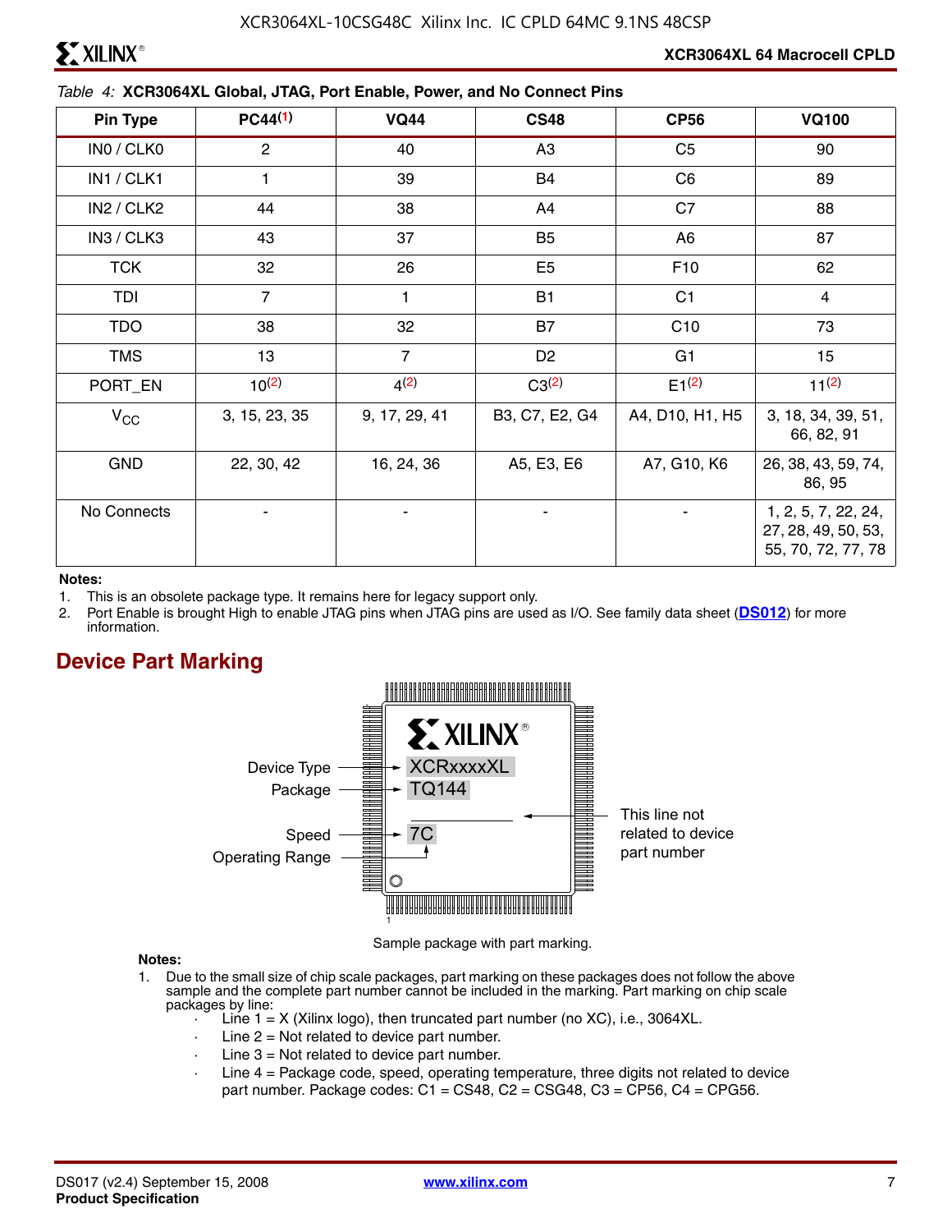Table 4: **XCR3064XL Global, JTAG, Port Enable, Power, and No Connect Pins**

| Pin Type | PC44[1] | VQ44 | CS48 | CP56 | VQ100 |
|---|---|---|---|---|---|
| IN0 / CLK0 | 2 | 40 | A3 | C5 | 90 |
| IN1 / CLK1 | 1 | 39 | B4 | C6 | 89 |
| IN2 / CLK2 | 44 | 38 | A4 | C7 | 88 |
| IN3 / CLK3 | 43 | 37 | B5 | A6 | 87 |
| TCK | 32 | 26 | E5 | F10 | 62 |
| TDI | 7 | 1 | B1 | C1 | 4 |
| TDO | 38 | 32 | B7 | C10 | 73 |
| TMS | 13 | 7 | D2 | G1 | 15 |
| PORT_EN | 10[2] | 4[2] | C3[2] | E1[2] | 11[2] |
| $V_{CC}$ | 3, 15, 23, 35 | 9, 17, 29, 41 | B3, C7, E2, G4 | A4, D10, H1, H5 | 3, 18, 34, 39, 51, 66, 82, 91 |
| GND | 22, 30, 42 | 16, 24, 36 | A5, E3, E6 | A7, G10, K6 | 26, 38, 43, 59, 74, 86, 95 |
| No Connects | - | - | - | - | 1, 2, 5, 7, 22, 24, 27, 28, 49, 50, 53, 55, 70, 72, 77, 78 |

**Notes:**
1. This is an obsolete package type. It remains here for legacy support only.
2. Port Enable is brought High to enable JTAG pins when JTAG pins are used as I/O. See family data sheet (DS012) for more information.

## Device Part Marking

Device Type — XCRxxxxXL
Package — TQ144
Speed — 7C
Operating Range
This line not related to device part number

Sample package with part marking.

**Notes:**
1. Due to the small size of chip scale packages, part marking on these packages does not follow the above sample and the complete part number cannot be included in the marking. Part marking on chip scale packages by line:
   - Line 1 = X (Xilinx logo), then truncated part number (no XC), i.e., 3064XL.
   - Line 2 = Not related to device part number.
   - Line 3 = Not related to device part number.
   - Line 4 = Package code, speed, operating temperature, three digits not related to device part number. Package codes: C1 = CS48, C2 = CSG48, C3 = CP56, C4 = CPG56.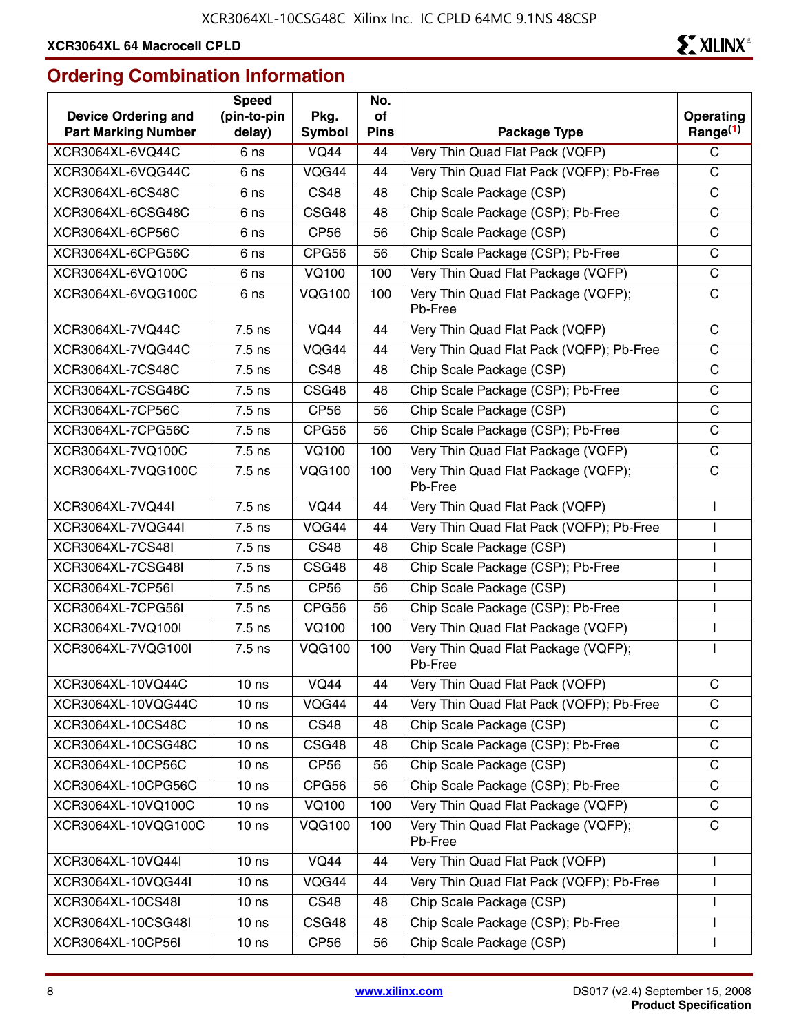## Ordering Combination Information

| Device Ordering and Part Marking Number | Speed (pin-to-pin delay) | Pkg. Symbol | No. of Pins | Package Type | Operating Range[(1)] |
|---|---|---|---|---|---|
| XCR3064XL-6VQ44C | 6 ns | VQ44 | 44 | Very Thin Quad Flat Pack (VQFP) | C |
| XCR3064XL-6VQG44C | 6 ns | VQG44 | 44 | Very Thin Quad Flat Pack (VQFP); Pb-Free | C |
| XCR3064XL-6CS48C | 6 ns | CS48 | 48 | Chip Scale Package (CSP) | C |
| XCR3064XL-6CSG48C | 6 ns | CSG48 | 48 | Chip Scale Package (CSP); Pb-Free | C |
| XCR3064XL-6CP56C | 6 ns | CP56 | 56 | Chip Scale Package (CSP) | C |
| XCR3064XL-6CPG56C | 6 ns | CPG56 | 56 | Chip Scale Package (CSP); Pb-Free | C |
| XCR3064XL-6VQ100C | 6 ns | VQ100 | 100 | Very Thin Quad Flat Package (VQFP) | C |
| XCR3064XL-6VQG100C | 6 ns | VQG100 | 100 | Very Thin Quad Flat Package (VQFP); Pb-Free | C |
| XCR3064XL-7VQ44C | 7.5 ns | VQ44 | 44 | Very Thin Quad Flat Pack (VQFP) | C |
| XCR3064XL-7VQG44C | 7.5 ns | VQG44 | 44 | Very Thin Quad Flat Pack (VQFP); Pb-Free | C |
| XCR3064XL-7CS48C | 7.5 ns | CS48 | 48 | Chip Scale Package (CSP) | C |
| XCR3064XL-7CSG48C | 7.5 ns | CSG48 | 48 | Chip Scale Package (CSP); Pb-Free | C |
| XCR3064XL-7CP56C | 7.5 ns | CP56 | 56 | Chip Scale Package (CSP) | C |
| XCR3064XL-7CPG56C | 7.5 ns | CPG56 | 56 | Chip Scale Package (CSP); Pb-Free | C |
| XCR3064XL-7VQ100C | 7.5 ns | VQ100 | 100 | Very Thin Quad Flat Package (VQFP) | C |
| XCR3064XL-7VQG100C | 7.5 ns | VQG100 | 100 | Very Thin Quad Flat Package (VQFP); Pb-Free | C |
| XCR3064XL-7VQ44I | 7.5 ns | VQ44 | 44 | Very Thin Quad Flat Pack (VQFP) | I |
| XCR3064XL-7VQG44I | 7.5 ns | VQG44 | 44 | Very Thin Quad Flat Pack (VQFP); Pb-Free | I |
| XCR3064XL-7CS48I | 7.5 ns | CS48 | 48 | Chip Scale Package (CSP) | I |
| XCR3064XL-7CSG48I | 7.5 ns | CSG48 | 48 | Chip Scale Package (CSP); Pb-Free | I |
| XCR3064XL-7CP56I | 7.5 ns | CP56 | 56 | Chip Scale Package (CSP) | I |
| XCR3064XL-7CPG56I | 7.5 ns | CPG56 | 56 | Chip Scale Package (CSP); Pb-Free | I |
| XCR3064XL-7VQ100I | 7.5 ns | VQ100 | 100 | Very Thin Quad Flat Package (VQFP) | I |
| XCR3064XL-7VQG100I | 7.5 ns | VQG100 | 100 | Very Thin Quad Flat Package (VQFP); Pb-Free | I |
| XCR3064XL-10VQ44C | 10 ns | VQ44 | 44 | Very Thin Quad Flat Pack (VQFP) | C |
| XCR3064XL-10VQG44C | 10 ns | VQG44 | 44 | Very Thin Quad Flat Pack (VQFP); Pb-Free | C |
| XCR3064XL-10CS48C | 10 ns | CS48 | 48 | Chip Scale Package (CSP) | C |
| XCR3064XL-10CSG48C | 10 ns | CSG48 | 48 | Chip Scale Package (CSP); Pb-Free | C |
| XCR3064XL-10CP56C | 10 ns | CP56 | 56 | Chip Scale Package (CSP) | C |
| XCR3064XL-10CPG56C | 10 ns | CPG56 | 56 | Chip Scale Package (CSP); Pb-Free | C |
| XCR3064XL-10VQ100C | 10 ns | VQ100 | 100 | Very Thin Quad Flat Package (VQFP) | C |
| XCR3064XL-10VQG100C | 10 ns | VQG100 | 100 | Very Thin Quad Flat Package (VQFP); Pb-Free | C |
| XCR3064XL-10VQ44I | 10 ns | VQ44 | 44 | Very Thin Quad Flat Pack (VQFP) | I |
| XCR3064XL-10VQG44I | 10 ns | VQG44 | 44 | Very Thin Quad Flat Pack (VQFP); Pb-Free | I |
| XCR3064XL-10CS48I | 10 ns | CS48 | 48 | Chip Scale Package (CSP) | I |
| XCR3064XL-10CSG48I | 10 ns | CSG48 | 48 | Chip Scale Package (CSP); Pb-Free | I |
| XCR3064XL-10CP56I | 10 ns | CP56 | 56 | Chip Scale Package (CSP) | I |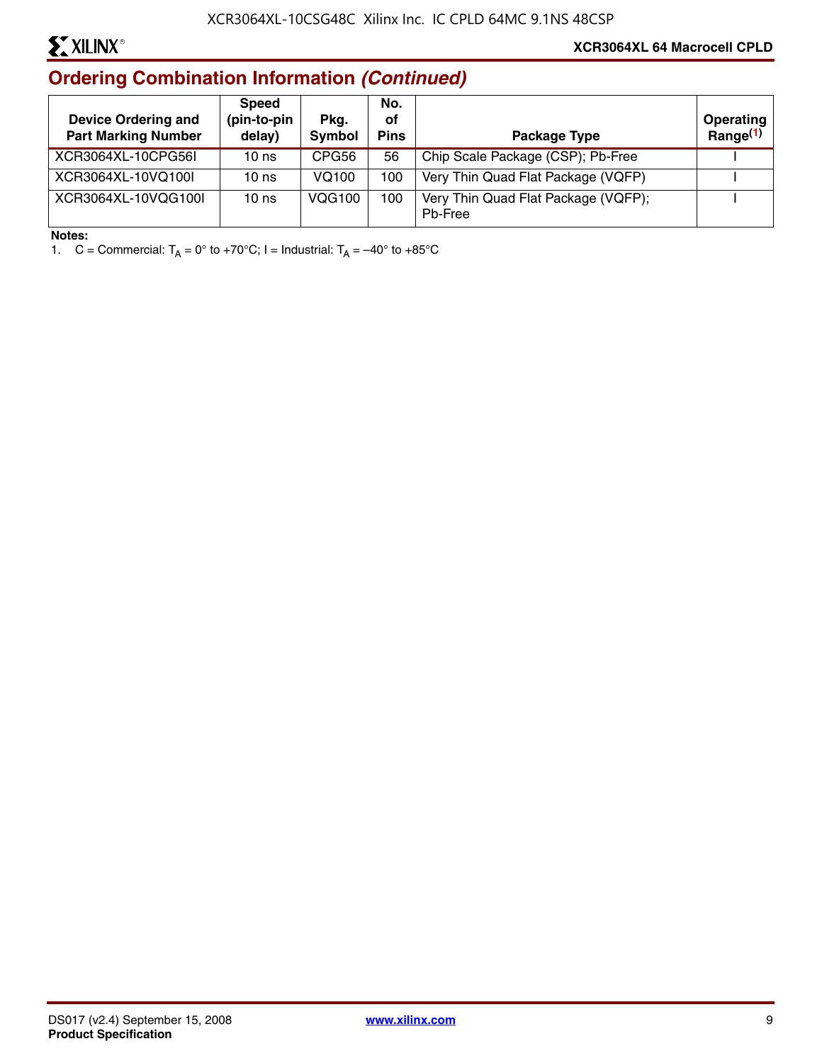## Ordering Combination Information *(Continued)*

| Device Ordering and Part Marking Number | Speed (pin-to-pin delay) | Pkg. Symbol | No. of Pins | Package Type | Operating Range[1] |
|---|---|---|---|---|---|
| XCR3064XL-10CPG56I | 10 ns | CPG56 | 56 | Chip Scale Package (CSP); Pb-Free | I |
| XCR3064XL-10VQ100I | 10 ns | VQ100 | 100 | Very Thin Quad Flat Package (VQFP) | I |
| XCR3064XL-10VQG100I | 10 ns | VQG100 | 100 | Very Thin Quad Flat Package (VQFP); Pb-Free | I |

**Notes:**

1. C = Commercial: $T_A$ = 0° to +70°C; I = Industrial: $T_A$ = –40° to +85°C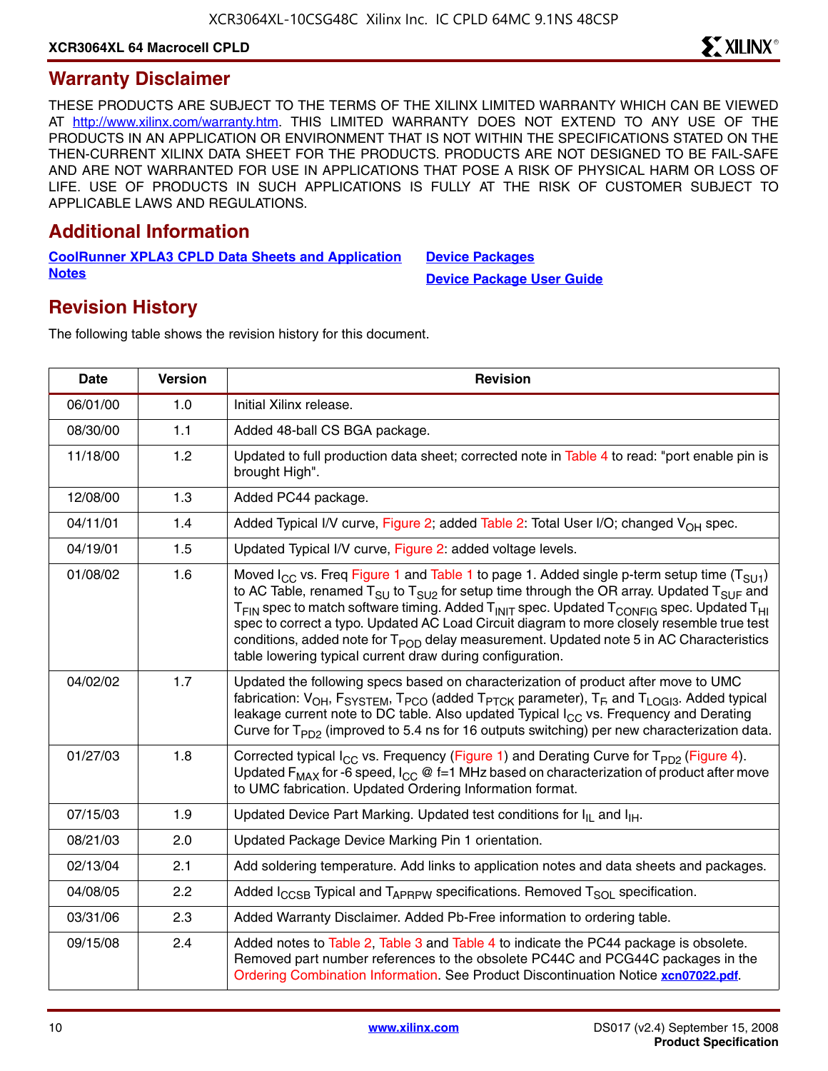## Warranty Disclaimer

THESE PRODUCTS ARE SUBJECT TO THE TERMS OF THE XILINX LIMITED WARRANTY WHICH CAN BE VIEWED AT http://www.xilinx.com/warranty.htm. THIS LIMITED WARRANTY DOES NOT EXTEND TO ANY USE OF THE PRODUCTS IN AN APPLICATION OR ENVIRONMENT THAT IS NOT WITHIN THE SPECIFICATIONS STATED ON THE THEN-CURRENT XILINX DATA SHEET FOR THE PRODUCTS. PRODUCTS ARE NOT DESIGNED TO BE FAIL-SAFE AND ARE NOT WARRANTED FOR USE IN APPLICATIONS THAT POSE A RISK OF PHYSICAL HARM OR LOSS OF LIFE. USE OF PRODUCTS IN SUCH APPLICATIONS IS FULLY AT THE RISK OF CUSTOMER SUBJECT TO APPLICABLE LAWS AND REGULATIONS.

## Additional Information

**CoolRunner XPLA3 CPLD Data Sheets and Application Notes**

**Device Packages**

**Device Package User Guide**

## Revision History

The following table shows the revision history for this document.

| Date | Version | Revision |
|---|---|---|
| 06/01/00 | 1.0 | Initial Xilinx release. |
| 08/30/00 | 1.1 | Added 48-ball CS BGA package. |
| 11/18/00 | 1.2 | Updated to full production data sheet; corrected note in Table 4 to read: "port enable pin is brought High". |
| 12/08/00 | 1.3 | Added PC44 package. |
| 04/11/01 | 1.4 | Added Typical I/V curve, Figure 2; added Table 2: Total User I/O; changed $V_{OH}$ spec. |
| 04/19/01 | 1.5 | Updated Typical I/V curve, Figure 2: added voltage levels. |
| 01/08/02 | 1.6 | Moved $I_{CC}$ vs. Freq Figure 1 and Table 1 to page 1. Added single p-term setup time ($T_{SU1}$) to AC Table, renamed $T_{SU}$ to $T_{SU2}$ for setup time through the OR array. Updated $T_{SUF}$ and $T_{FIN}$ spec to match software timing. Added $T_{INIT}$ spec. Updated $T_{CONFIG}$ spec. Updated $T_{HI}$ spec to correct a typo. Updated AC Load Circuit diagram to more closely resemble true test conditions, added note for $T_{POD}$ delay measurement. Updated note 5 in AC Characteristics table lowering typical current draw during configuration. |
| 04/02/02 | 1.7 | Updated the following specs based on characterization of product after move to UMC fabrication: $V_{OH}$, $F_{SYSTEM}$, $T_{PCO}$ (added $T_{PTCK}$ parameter), $T_F$, and $T_{LOGI3}$. Added typical leakage current note to DC table. Also updated Typical $I_{CC}$ vs. Frequency and Derating Curve for $T_{PD2}$ (improved to 5.4 ns for 16 outputs switching) per new characterization data. |
| 01/27/03 | 1.8 | Corrected typical $I_{CC}$ vs. Frequency (Figure 1) and Derating Curve for $T_{PD2}$ (Figure 4). Updated $F_{MAX}$ for -6 speed, $I_{CC}$ @ f=1 MHz based on characterization of product after move to UMC fabrication. Updated Ordering Information format. |
| 07/15/03 | 1.9 | Updated Device Part Marking. Updated test conditions for $I_{IL}$ and $I_{IH}$. |
| 08/21/03 | 2.0 | Updated Package Device Marking Pin 1 orientation. |
| 02/13/04 | 2.1 | Add soldering temperature. Add links to application notes and data sheets and packages. |
| 04/08/05 | 2.2 | Added $I_{CCSB}$ Typical and $T_{APRPW}$ specifications. Removed $T_{SOL}$ specification. |
| 03/31/06 | 2.3 | Added Warranty Disclaimer. Added Pb-Free information to ordering table. |
| 09/15/08 | 2.4 | Added notes to Table 2, Table 3 and Table 4 to indicate the PC44 package is obsolete. Removed part number references to the obsolete PC44C and PCG44C packages in the Ordering Combination Information. See Product Discontinuation Notice xcn07022.pdf. |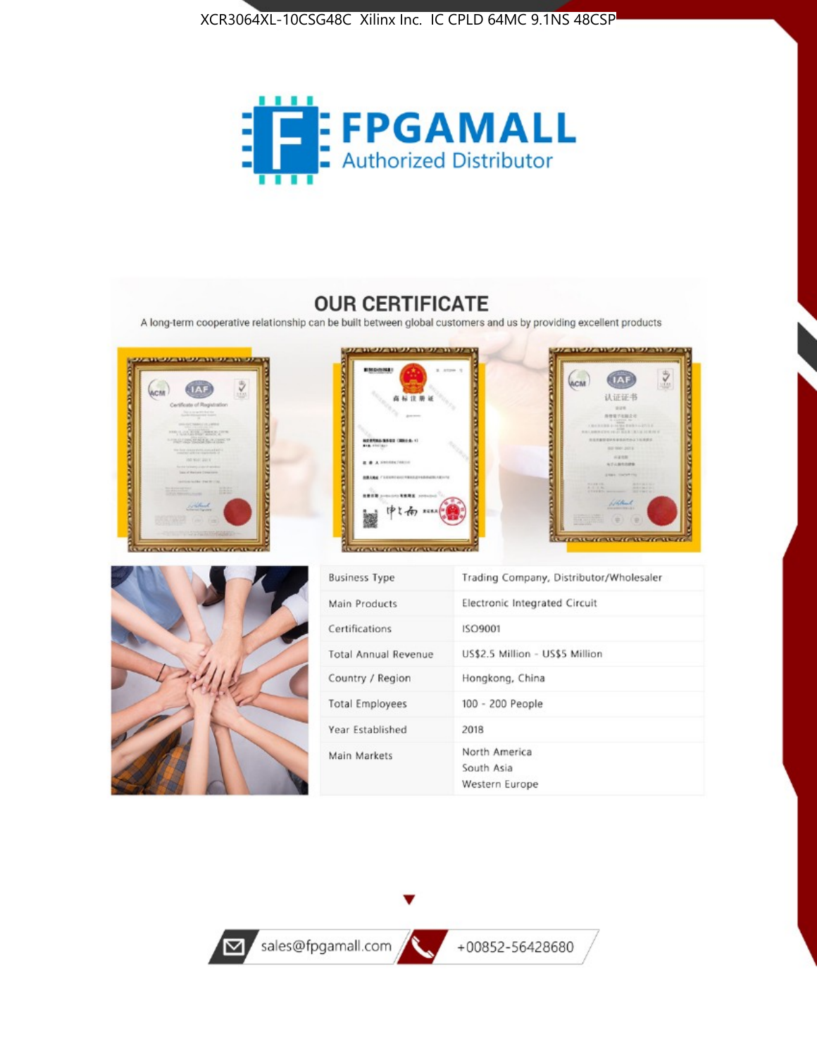FPGAMALL Authorized Distributor

## OUR CERTIFICATE

A long-term cooperative relationship can be built between global customers and us by providing excellent products

| | |
|---|---|
| Business Type | Trading Company, Distributor/Wholesaler |
| Main Products | Electronic Integrated Circuit |
| Certifications | ISO9001 |
| Total Annual Revenue | US$2.5 Million - US$5 Million |
| Country / Region | Hongkong, China |
| Total Employees | 100 - 200 People |
| Year Established | 2018 |
| Main Markets | North America<br>South Asia<br>Western Europe |

sales@fpgamall.com

+00852-56428680